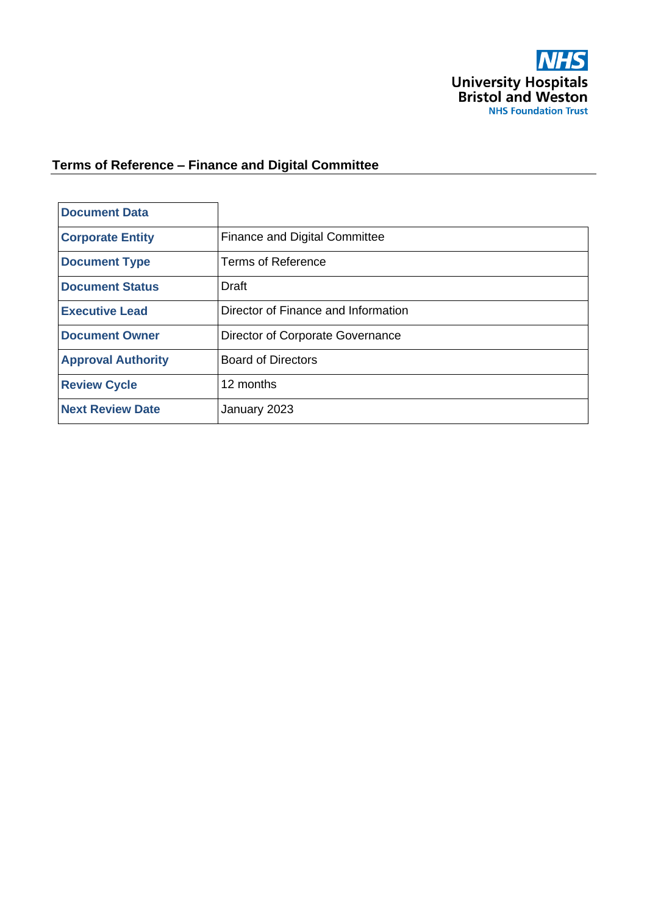University Hospitals Bristol and Weston NHS Foundation Trust

## Terms of Reference – Finance and Digital Committee

| Document Data | |
|---|---|
| **Corporate Entity** | Finance and Digital Committee |
| **Document Type** | Terms of Reference |
| **Document Status** | Draft |
| **Executive Lead** | Director of Finance and Information |
| **Document Owner** | Director of Corporate Governance |
| **Approval Authority** | Board of Directors |
| **Review Cycle** | 12 months |
| **Next Review Date** | January 2023 |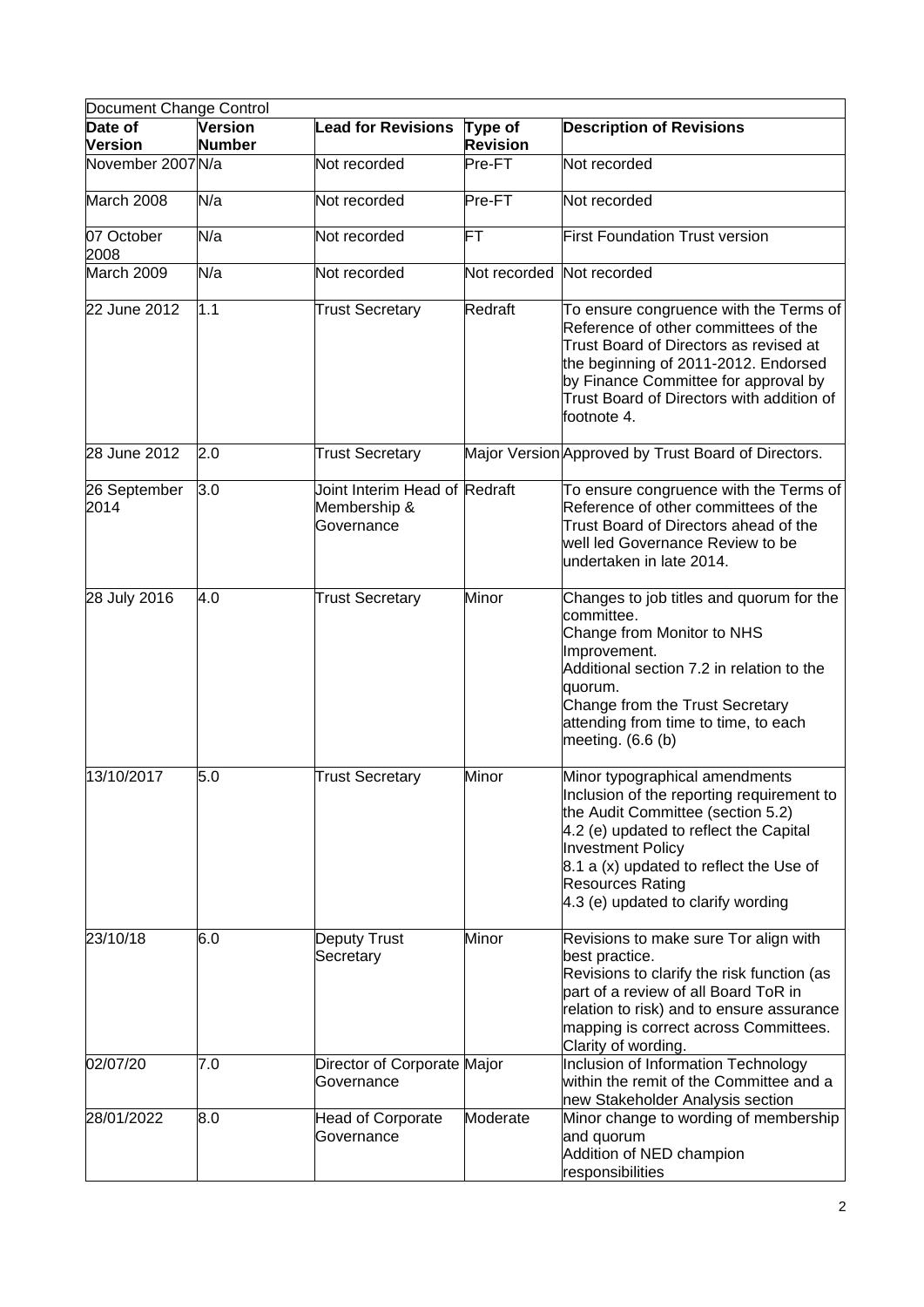| Document Change Control | | | | |
|---|---|---|---|---|
| **Date of Version** | **Version Number** | **Lead for Revisions** | **Type of Revision** | **Description of Revisions** |
| November 2007 | N/a | Not recorded | Pre-FT | Not recorded |
| March 2008 | N/a | Not recorded | Pre-FT | Not recorded |
| 07 October 2008 | N/a | Not recorded | FT | First Foundation Trust version |
| March 2009 | N/a | Not recorded | Not recorded | Not recorded |
| 22 June 2012 | 1.1 | Trust Secretary | Redraft | To ensure congruence with the Terms of Reference of other committees of the Trust Board of Directors as revised at the beginning of 2011-2012. Endorsed by Finance Committee for approval by Trust Board of Directors with addition of footnote 4. |
| 28 June 2012 | 2.0 | Trust Secretary | Major Version | Approved by Trust Board of Directors. |
| 26 September 2014 | 3.0 | Joint Interim Head of Membership & Governance | Redraft | To ensure congruence with the Terms of Reference of other committees of the Trust Board of Directors ahead of the well led Governance Review to be undertaken in late 2014. |
| 28 July 2016 | 4.0 | Trust Secretary | Minor | Changes to job titles and quorum for the committee.<br>Change from Monitor to NHS Improvement.<br>Additional section 7.2 in relation to the quorum.<br>Change from the Trust Secretary attending from time to time, to each meeting. (6.6 (b) |
| 13/10/2017 | 5.0 | Trust Secretary | Minor | Minor typographical amendments<br>Inclusion of the reporting requirement to the Audit Committee (section 5.2)<br>4.2 (e) updated to reflect the Capital Investment Policy<br>8.1 a (x) updated to reflect the Use of Resources Rating<br>4.3 (e) updated to clarify wording |
| 23/10/18 | 6.0 | Deputy Trust Secretary | Minor | Revisions to make sure Tor align with best practice.<br>Revisions to clarify the risk function (as part of a review of all Board ToR in relation to risk) and to ensure assurance mapping is correct across Committees.<br>Clarity of wording. |
| 02/07/20 | 7.0 | Director of Corporate Governance | Major | Inclusion of Information Technology within the remit of the Committee and a new Stakeholder Analysis section |
| 28/01/2022 | 8.0 | Head of Corporate Governance | Moderate | Minor change to wording of membership and quorum<br>Addition of NED champion responsibilities |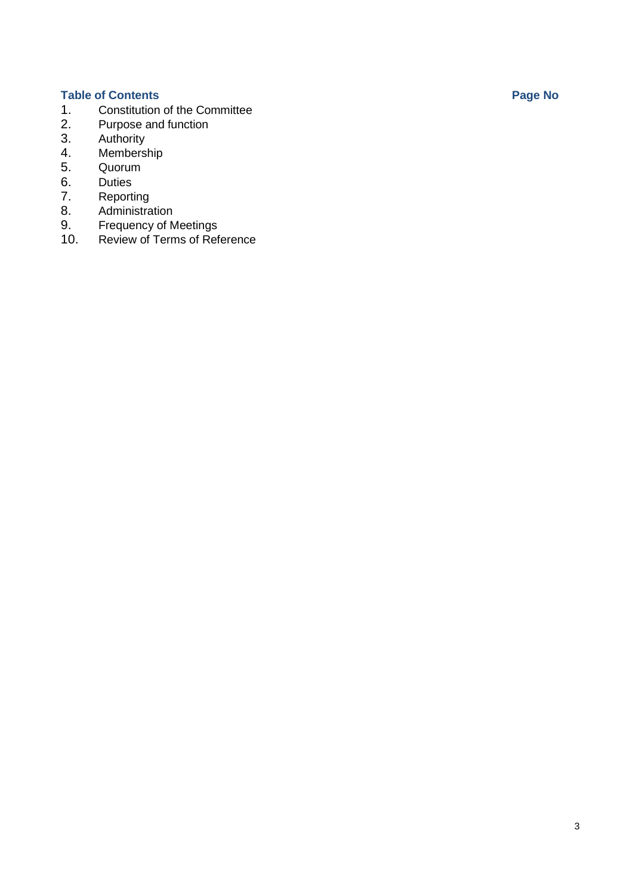## Table of Contents

**Page No**

1. Constitution of the Committee
2. Purpose and function
3. Authority
4. Membership
5. Quorum
6. Duties
7. Reporting
8. Administration
9. Frequency of Meetings
10. Review of Terms of Reference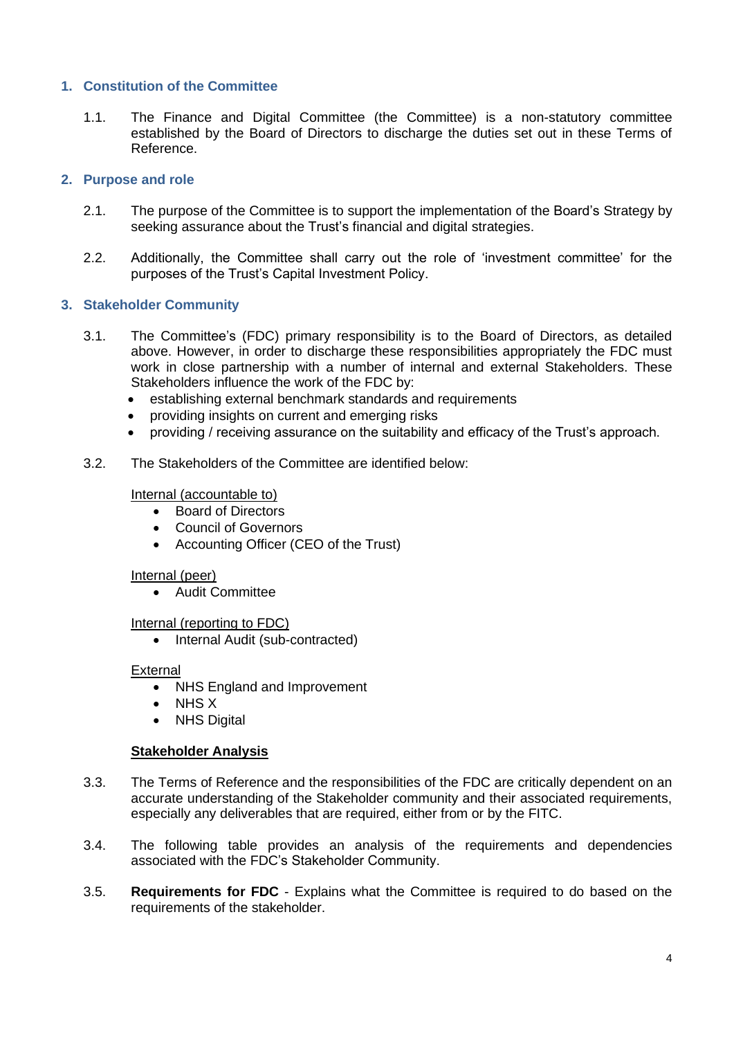## 1. Constitution of the Committee

1.1. The Finance and Digital Committee (the Committee) is a non-statutory committee established by the Board of Directors to discharge the duties set out in these Terms of Reference.

## 2. Purpose and role

2.1. The purpose of the Committee is to support the implementation of the Board's Strategy by seeking assurance about the Trust's financial and digital strategies.

2.2. Additionally, the Committee shall carry out the role of 'investment committee' for the purposes of the Trust's Capital Investment Policy.

## 3. Stakeholder Community

3.1. The Committee's (FDC) primary responsibility is to the Board of Directors, as detailed above. However, in order to discharge these responsibilities appropriately the FDC must work in close partnership with a number of internal and external Stakeholders. These Stakeholders influence the work of the FDC by:

- establishing external benchmark standards and requirements
- providing insights on current and emerging risks
- providing / receiving assurance on the suitability and efficacy of the Trust's approach.

3.2. The Stakeholders of the Committee are identified below:

Internal (accountable to)

- Board of Directors
- Council of Governors
- Accounting Officer (CEO of the Trust)

Internal (peer)

- Audit Committee

Internal (reporting to FDC)

- Internal Audit (sub-contracted)

External

- NHS England and Improvement
- NHS X
- NHS Digital

**Stakeholder Analysis**

3.3. The Terms of Reference and the responsibilities of the FDC are critically dependent on an accurate understanding of the Stakeholder community and their associated requirements, especially any deliverables that are required, either from or by the FITC.

3.4. The following table provides an analysis of the requirements and dependencies associated with the FDC's Stakeholder Community.

3.5. **Requirements for FDC** - Explains what the Committee is required to do based on the requirements of the stakeholder.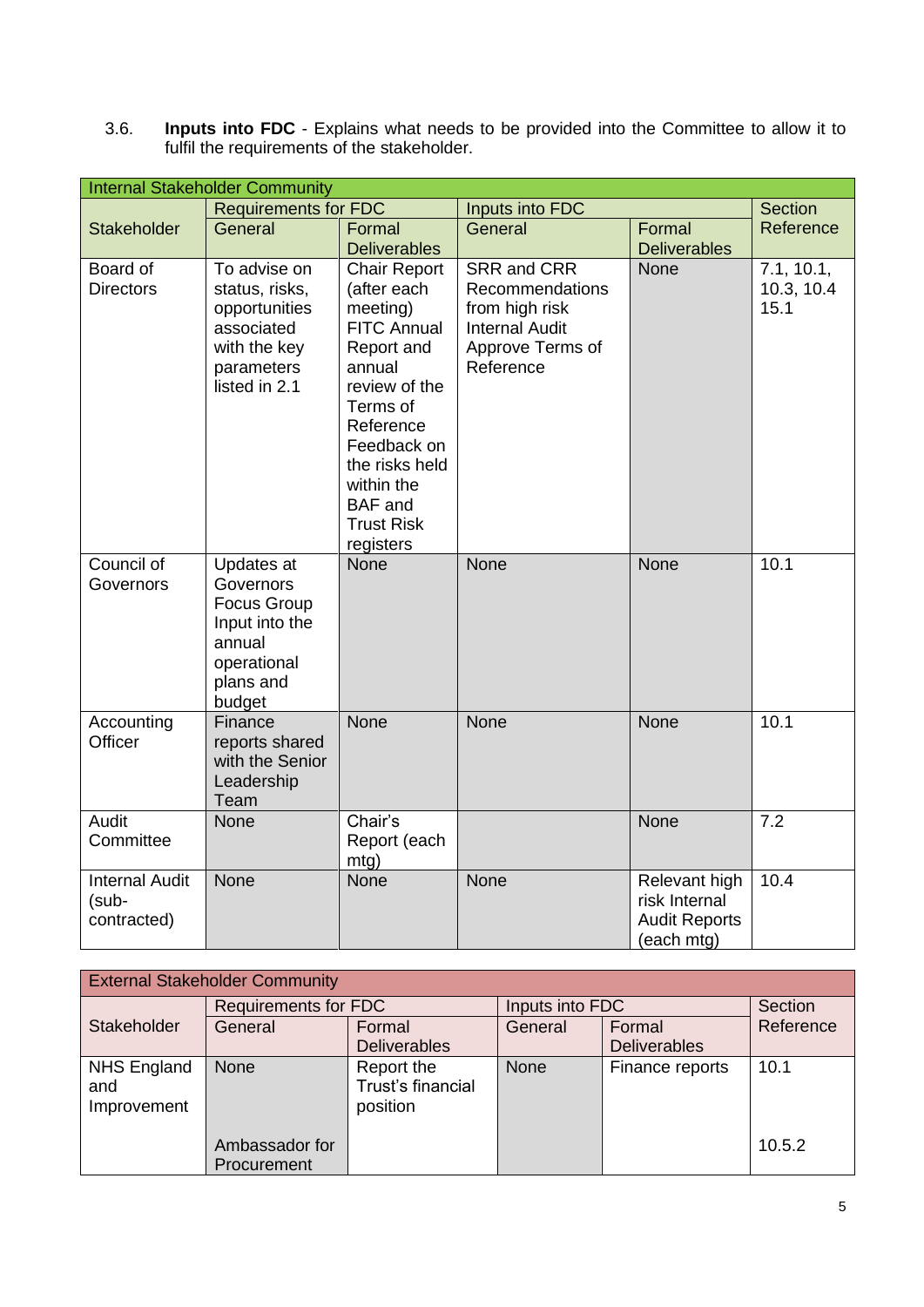3.6. **Inputs into FDC** - Explains what needs to be provided into the Committee to allow it to fulfil the requirements of the stakeholder.

| Internal Stakeholder Community | | | | | |
|---|---|---|---|---|---|
| Stakeholder | Requirements for FDC | | Inputs into FDC | | Section Reference |
| | General | Formal Deliverables | General | Formal Deliverables | |
| Board of Directors | To advise on status, risks, opportunities associated with the key parameters listed in 2.1 | Chair Report (after each meeting) FITC Annual Report and annual review of the Terms of Reference Feedback on the risks held within the BAF and Trust Risk registers | SRR and CRR Recommendations from high risk Internal Audit Approve Terms of Reference | None | 7.1, 10.1, 10.3, 10.4 15.1 |
| Council of Governors | Updates at Governors Focus Group Input into the annual operational plans and budget | None | None | None | 10.1 |
| Accounting Officer | Finance reports shared with the Senior Leadership Team | None | None | None | 10.1 |
| Audit Committee | None | Chair's Report (each mtg) | | None | 7.2 |
| Internal Audit (sub-contracted) | None | None | None | Relevant high risk Internal Audit Reports (each mtg) | 10.4 |

| External Stakeholder Community | | | | | |
|---|---|---|---|---|---|
| Stakeholder | Requirements for FDC | | Inputs into FDC | | Section Reference |
| | General | Formal Deliverables | General | Formal Deliverables | |
| NHS England and Improvement | None<br><br>Ambassador for Procurement | Report the Trust's financial position | None | Finance reports | 10.1<br><br>10.5.2 |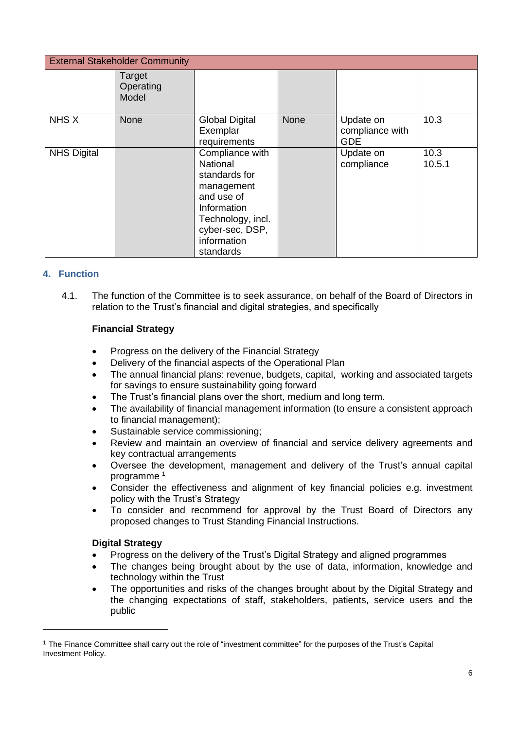| External Stakeholder Community | | | | | |
|---|---|---|---|---|---|
| | Target Operating Model | | | | |
| NHS X | None | Global Digital Exemplar requirements | None | Update on compliance with GDE | 10.3 |
| NHS Digital | | Compliance with National standards for management and use of Information Technology, incl. cyber-sec, DSP, information standards | | Update on compliance | 10.3<br>10.5.1 |

## 4. Function

4.1. The function of the Committee is to seek assurance, on behalf of the Board of Directors in relation to the Trust's financial and digital strategies, and specifically

**Financial Strategy**

- Progress on the delivery of the Financial Strategy
- Delivery of the financial aspects of the Operational Plan
- The annual financial plans: revenue, budgets, capital, working and associated targets for savings to ensure sustainability going forward
- The Trust's financial plans over the short, medium and long term.
- The availability of financial management information (to ensure a consistent approach to financial management);
- Sustainable service commissioning;
- Review and maintain an overview of financial and service delivery agreements and key contractual arrangements
- Oversee the development, management and delivery of the Trust's annual capital programme [1]
- Consider the effectiveness and alignment of key financial policies e.g. investment policy with the Trust's Strategy
- To consider and recommend for approval by the Trust Board of Directors any proposed changes to Trust Standing Financial Instructions.

**Digital Strategy**

- Progress on the delivery of the Trust's Digital Strategy and aligned programmes
- The changes being brought about by the use of data, information, knowledge and technology within the Trust
- The opportunities and risks of the changes brought about by the Digital Strategy and the changing expectations of staff, stakeholders, patients, service users and the public

[1] The Finance Committee shall carry out the role of "investment committee" for the purposes of the Trust's Capital Investment Policy.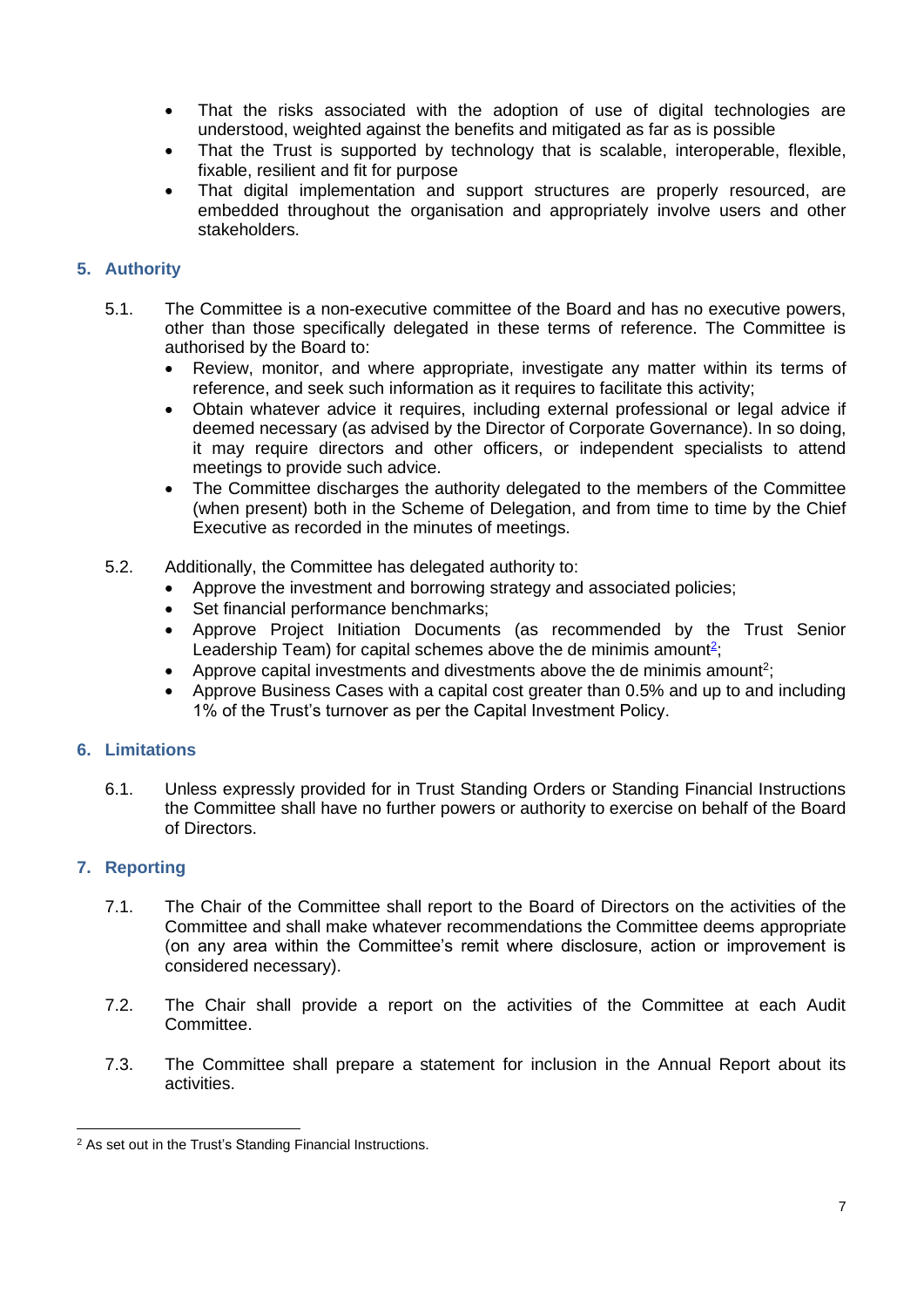- That the risks associated with the adoption of use of digital technologies are understood, weighted against the benefits and mitigated as far as is possible
- That the Trust is supported by technology that is scalable, interoperable, flexible, fixable, resilient and fit for purpose
- That digital implementation and support structures are properly resourced, are embedded throughout the organisation and appropriately involve users and other stakeholders.

## 5. Authority

5.1. The Committee is a non-executive committee of the Board and has no executive powers, other than those specifically delegated in these terms of reference. The Committee is authorised by the Board to:

- Review, monitor, and where appropriate, investigate any matter within its terms of reference, and seek such information as it requires to facilitate this activity;
- Obtain whatever advice it requires, including external professional or legal advice if deemed necessary (as advised by the Director of Corporate Governance). In so doing, it may require directors and other officers, or independent specialists to attend meetings to provide such advice.
- The Committee discharges the authority delegated to the members of the Committee (when present) both in the Scheme of Delegation, and from time to time by the Chief Executive as recorded in the minutes of meetings.

5.2. Additionally, the Committee has delegated authority to:

- Approve the investment and borrowing strategy and associated policies;
- Set financial performance benchmarks;
- Approve Project Initiation Documents (as recommended by the Trust Senior Leadership Team) for capital schemes above the de minimis amount[2];
- Approve capital investments and divestments above the de minimis amount[2];
- Approve Business Cases with a capital cost greater than 0.5% and up to and including 1% of the Trust's turnover as per the Capital Investment Policy.

## 6. Limitations

6.1. Unless expressly provided for in Trust Standing Orders or Standing Financial Instructions the Committee shall have no further powers or authority to exercise on behalf of the Board of Directors.

## 7. Reporting

7.1. The Chair of the Committee shall report to the Board of Directors on the activities of the Committee and shall make whatever recommendations the Committee deems appropriate (on any area within the Committee's remit where disclosure, action or improvement is considered necessary).

7.2. The Chair shall provide a report on the activities of the Committee at each Audit Committee.

7.3. The Committee shall prepare a statement for inclusion in the Annual Report about its activities.

---

[2] As set out in the Trust's Standing Financial Instructions.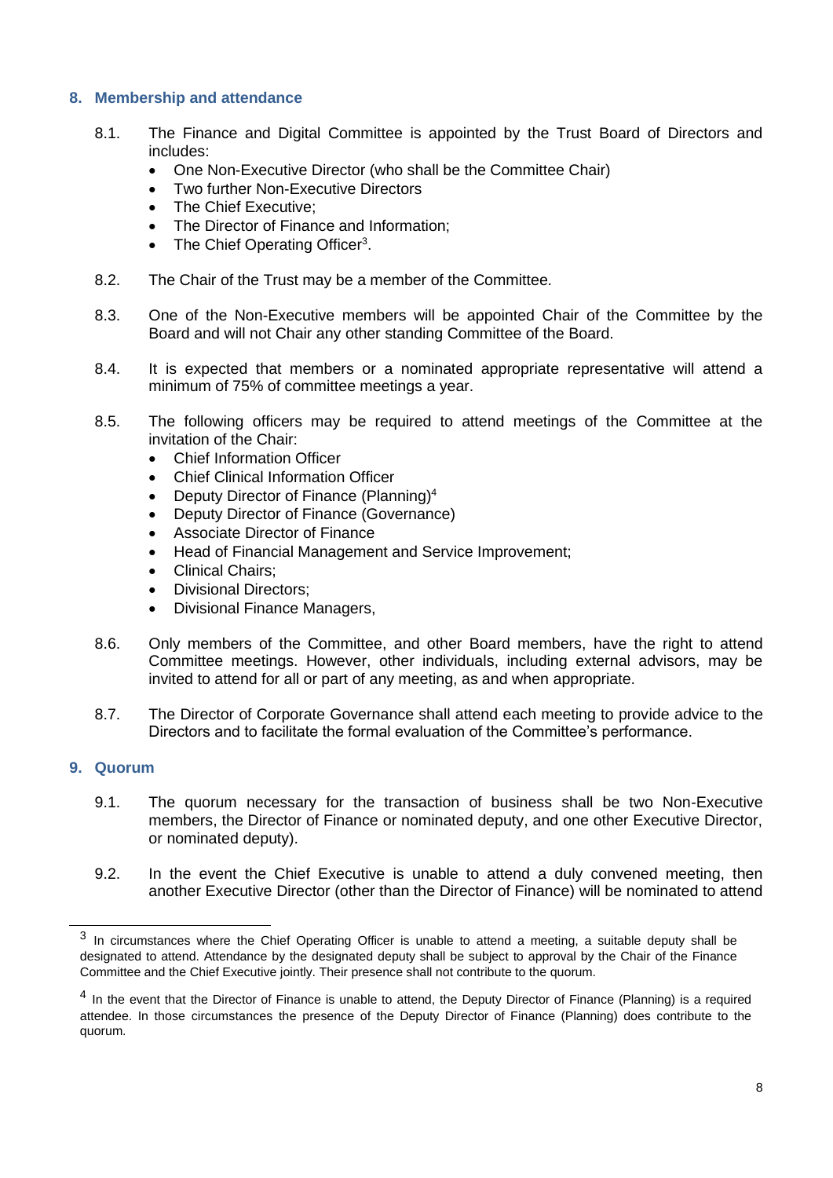## 8. Membership and attendance

8.1. The Finance and Digital Committee is appointed by the Trust Board of Directors and includes:

- One Non-Executive Director (who shall be the Committee Chair)
- Two further Non-Executive Directors
- The Chief Executive;
- The Director of Finance and Information;
- The Chief Operating Officer[3].

8.2. The Chair of the Trust may be a member of the Committee.

8.3. One of the Non-Executive members will be appointed Chair of the Committee by the Board and will not Chair any other standing Committee of the Board.

8.4. It is expected that members or a nominated appropriate representative will attend a minimum of 75% of committee meetings a year.

8.5. The following officers may be required to attend meetings of the Committee at the invitation of the Chair:

- Chief Information Officer
- Chief Clinical Information Officer
- Deputy Director of Finance (Planning)[4]
- Deputy Director of Finance (Governance)
- Associate Director of Finance
- Head of Financial Management and Service Improvement;
- Clinical Chairs;
- Divisional Directors;
- Divisional Finance Managers,

8.6. Only members of the Committee, and other Board members, have the right to attend Committee meetings. However, other individuals, including external advisors, may be invited to attend for all or part of any meeting, as and when appropriate.

8.7. The Director of Corporate Governance shall attend each meeting to provide advice to the Directors and to facilitate the formal evaluation of the Committee's performance.

## 9. Quorum

9.1. The quorum necessary for the transaction of business shall be two Non-Executive members, the Director of Finance or nominated deputy, and one other Executive Director, or nominated deputy).

9.2. In the event the Chief Executive is unable to attend a duly convened meeting, then another Executive Director (other than the Director of Finance) will be nominated to attend

---

[3] In circumstances where the Chief Operating Officer is unable to attend a meeting, a suitable deputy shall be designated to attend. Attendance by the designated deputy shall be subject to approval by the Chair of the Finance Committee and the Chief Executive jointly. Their presence shall not contribute to the quorum.

[4] In the event that the Director of Finance is unable to attend, the Deputy Director of Finance (Planning) is a required attendee. In those circumstances the presence of the Deputy Director of Finance (Planning) does contribute to the quorum.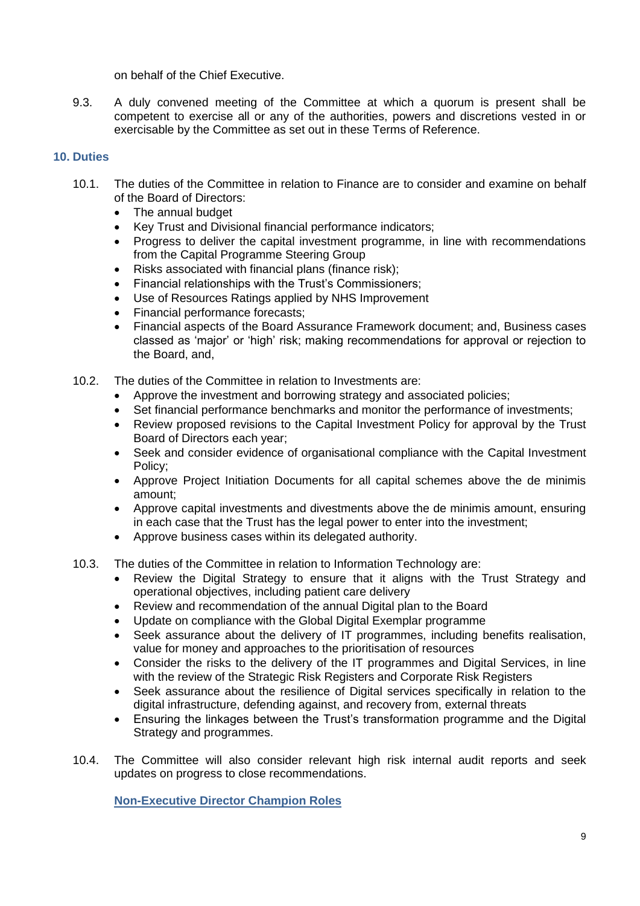on behalf of the Chief Executive.

9.3. A duly convened meeting of the Committee at which a quorum is present shall be competent to exercise all or any of the authorities, powers and discretions vested in or exercisable by the Committee as set out in these Terms of Reference.

## 10. Duties

10.1. The duties of the Committee in relation to Finance are to consider and examine on behalf of the Board of Directors:

- The annual budget
- Key Trust and Divisional financial performance indicators;
- Progress to deliver the capital investment programme, in line with recommendations from the Capital Programme Steering Group
- Risks associated with financial plans (finance risk);
- Financial relationships with the Trust's Commissioners;
- Use of Resources Ratings applied by NHS Improvement
- Financial performance forecasts;
- Financial aspects of the Board Assurance Framework document; and, Business cases classed as 'major' or 'high' risk; making recommendations for approval or rejection to the Board, and,

10.2. The duties of the Committee in relation to Investments are:

- Approve the investment and borrowing strategy and associated policies;
- Set financial performance benchmarks and monitor the performance of investments;
- Review proposed revisions to the Capital Investment Policy for approval by the Trust Board of Directors each year;
- Seek and consider evidence of organisational compliance with the Capital Investment Policy;
- Approve Project Initiation Documents for all capital schemes above the de minimis amount;
- Approve capital investments and divestments above the de minimis amount, ensuring in each case that the Trust has the legal power to enter into the investment;
- Approve business cases within its delegated authority.

10.3. The duties of the Committee in relation to Information Technology are:

- Review the Digital Strategy to ensure that it aligns with the Trust Strategy and operational objectives, including patient care delivery
- Review and recommendation of the annual Digital plan to the Board
- Update on compliance with the Global Digital Exemplar programme
- Seek assurance about the delivery of IT programmes, including benefits realisation, value for money and approaches to the prioritisation of resources
- Consider the risks to the delivery of the IT programmes and Digital Services, in line with the review of the Strategic Risk Registers and Corporate Risk Registers
- Seek assurance about the resilience of Digital services specifically in relation to the digital infrastructure, defending against, and recovery from, external threats
- Ensuring the linkages between the Trust's transformation programme and the Digital Strategy and programmes.

10.4. The Committee will also consider relevant high risk internal audit reports and seek updates on progress to close recommendations.

**Non-Executive Director Champion Roles**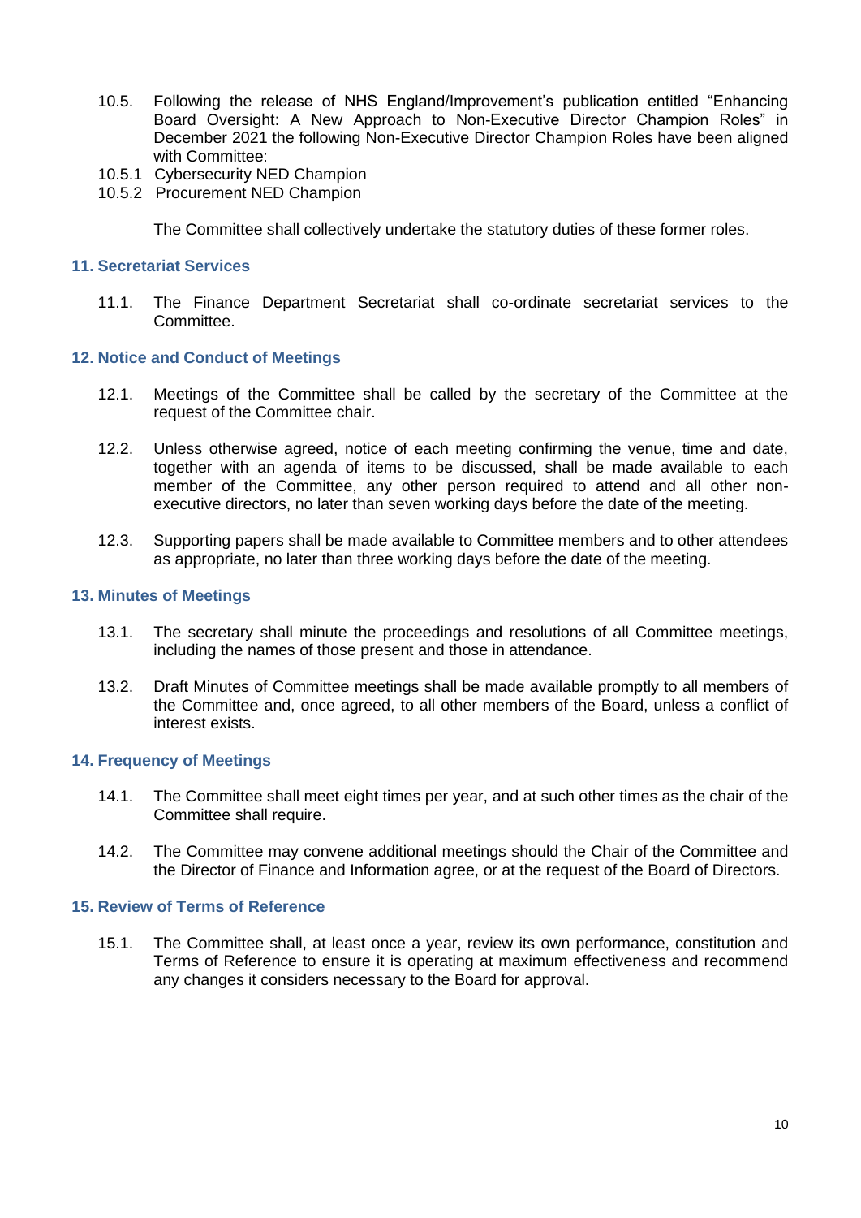10.5. Following the release of NHS England/Improvement's publication entitled "Enhancing Board Oversight: A New Approach to Non-Executive Director Champion Roles" in December 2021 the following Non-Executive Director Champion Roles have been aligned with Committee:

10.5.1 Cybersecurity NED Champion

10.5.2 Procurement NED Champion

The Committee shall collectively undertake the statutory duties of these former roles.

## 11. Secretariat Services

11.1. The Finance Department Secretariat shall co-ordinate secretariat services to the Committee.

## 12. Notice and Conduct of Meetings

12.1. Meetings of the Committee shall be called by the secretary of the Committee at the request of the Committee chair.

12.2. Unless otherwise agreed, notice of each meeting confirming the venue, time and date, together with an agenda of items to be discussed, shall be made available to each member of the Committee, any other person required to attend and all other non-executive directors, no later than seven working days before the date of the meeting.

12.3. Supporting papers shall be made available to Committee members and to other attendees as appropriate, no later than three working days before the date of the meeting.

## 13. Minutes of Meetings

13.1. The secretary shall minute the proceedings and resolutions of all Committee meetings, including the names of those present and those in attendance.

13.2. Draft Minutes of Committee meetings shall be made available promptly to all members of the Committee and, once agreed, to all other members of the Board, unless a conflict of interest exists.

## 14. Frequency of Meetings

14.1. The Committee shall meet eight times per year, and at such other times as the chair of the Committee shall require.

14.2. The Committee may convene additional meetings should the Chair of the Committee and the Director of Finance and Information agree, or at the request of the Board of Directors.

## 15. Review of Terms of Reference

15.1. The Committee shall, at least once a year, review its own performance, constitution and Terms of Reference to ensure it is operating at maximum effectiveness and recommend any changes it considers necessary to the Board for approval.